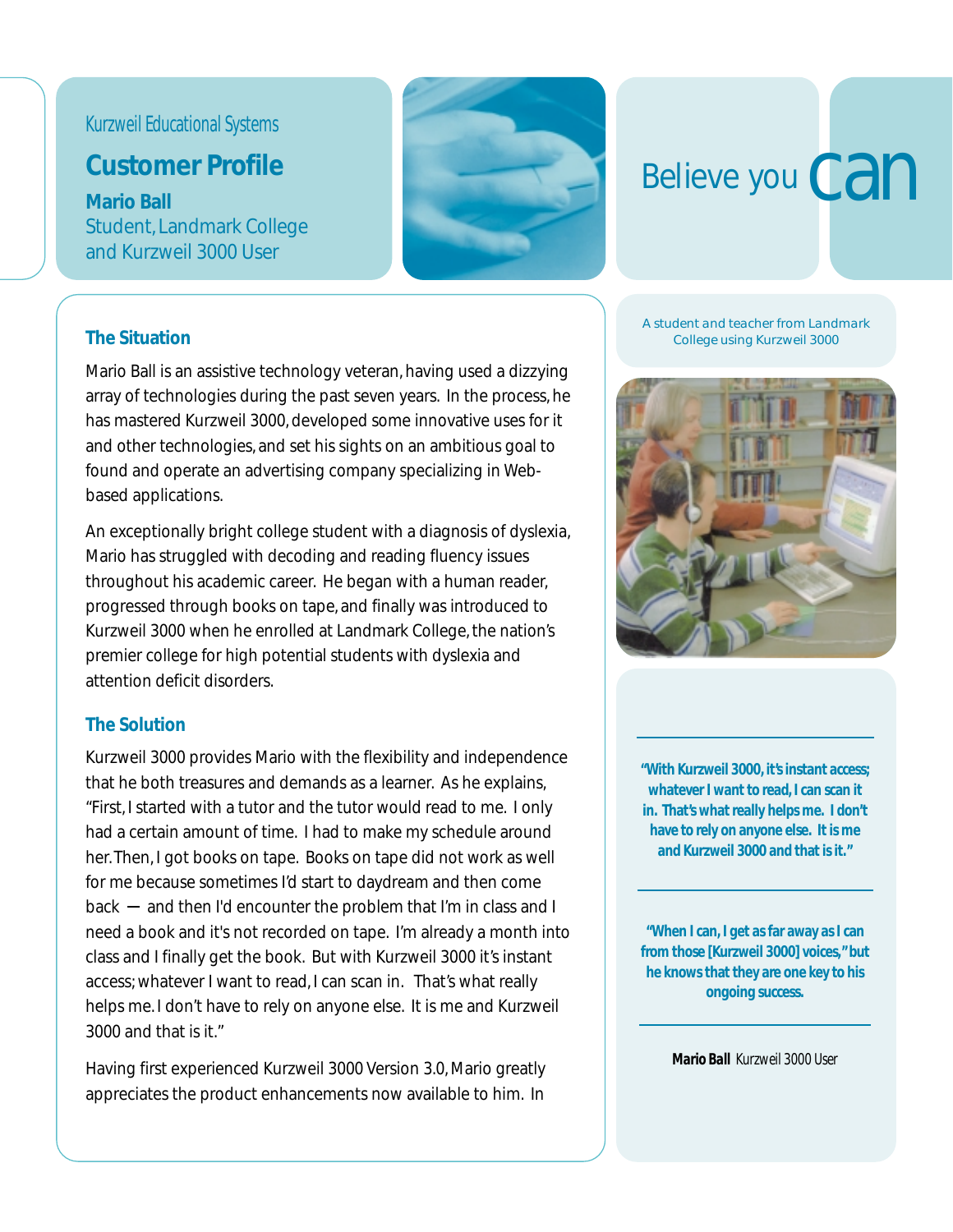Kurzweil Educational Systems

# Customer Profile

**Mario Ball**
Student, Landmark College
and Kurzweil 3000 User

Believe you can

## The Situation

Mario Ball is an assistive technology veteran, having used a dizzying array of technologies during the past seven years. In the process, he has mastered Kurzweil 3000, developed some innovative uses for it and other technologies, and set his sights on an ambitious goal to found and operate an advertising company specializing in Web-based applications.

An exceptionally bright college student with a diagnosis of dyslexia, Mario has struggled with decoding and reading fluency issues throughout his academic career. He began with a human reader, progressed through books on tape, and finally was introduced to Kurzweil 3000 when he enrolled at Landmark College, the nation's premier college for high potential students with dyslexia and attention deficit disorders.

## The Solution

Kurzweil 3000 provides Mario with the flexibility and independence that he both treasures and demands as a learner. As he explains, "First, I started with a tutor and the tutor would read to me. I only had a certain amount of time. I had to make my schedule around her. Then, I got books on tape. Books on tape did not work as well for me because sometimes I'd start to daydream and then come back — and then I'd encounter the problem that I'm in class and I need a book and it's not recorded on tape. I'm already a month into class and I finally get the book. But with Kurzweil 3000 it's instant access; whatever I want to read, I can scan in. That's what really helps me. I don't have to rely on anyone else. It is me and Kurzweil 3000 and that is it."

Having first experienced Kurzweil 3000 Version 3.0, Mario greatly appreciates the product enhancements now available to him. In

A student and teacher from Landmark College using Kurzweil 3000

**"With Kurzweil 3000, it's instant access; whatever I want to read, I can scan it in. That's what really helps me. I don't have to rely on anyone else. It is me and Kurzweil 3000 and that is it."**

**"When I can, I get as far away as I can from those [Kurzweil 3000] voices," but he knows that they are one key to his ongoing success.**

**Mario Ball** Kurzweil 3000 User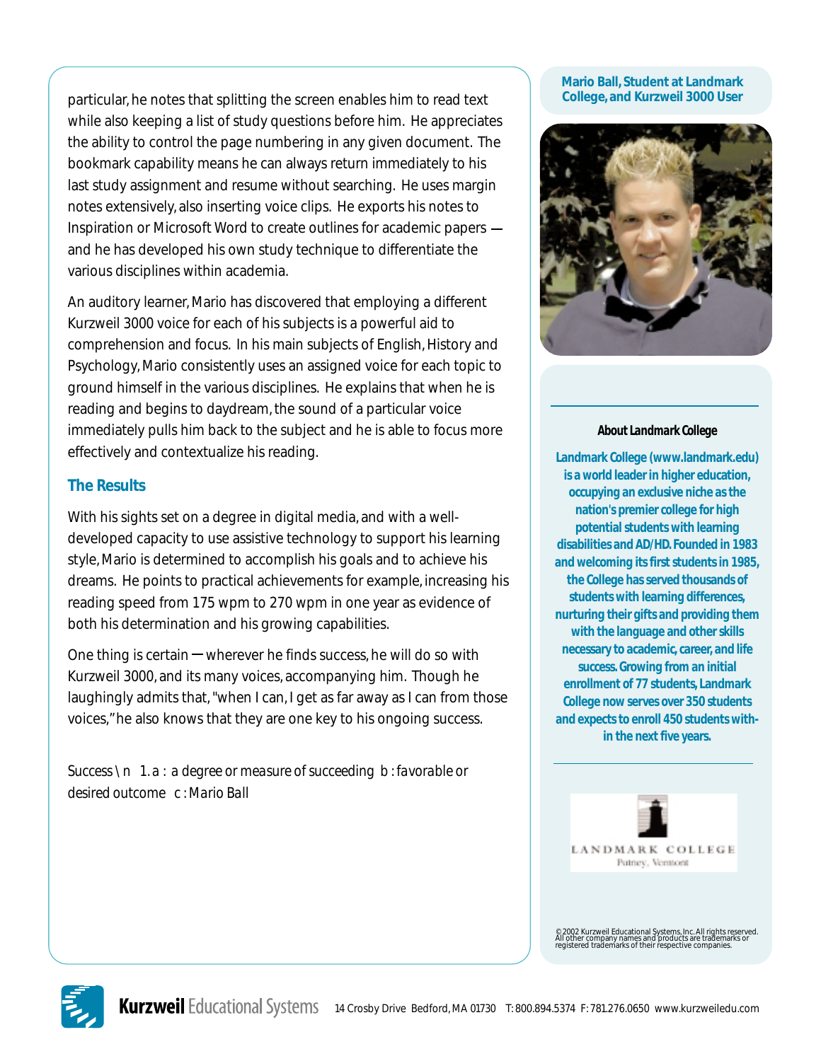particular, he notes that splitting the screen enables him to read text while also keeping a list of study questions before him. He appreciates the ability to control the page numbering in any given document. The bookmark capability means he can always return immediately to his last study assignment and resume without searching. He uses margin notes extensively, also inserting voice clips. He exports his notes to Inspiration or Microsoft Word to create outlines for academic papers — and he has developed his own study technique to differentiate the various disciplines within academia.

An auditory learner, Mario has discovered that employing a different Kurzweil 3000 voice for each of his subjects is a powerful aid to comprehension and focus. In his main subjects of English, History and Psychology, Mario consistently uses an assigned voice for each topic to ground himself in the various disciplines. He explains that when he is reading and begins to daydream, the sound of a particular voice immediately pulls him back to the subject and he is able to focus more effectively and contextualize his reading.

## The Results

With his sights set on a degree in digital media, and with a well-developed capacity to use assistive technology to support his learning style, Mario is determined to accomplish his goals and to achieve his dreams. He points to practical achievements for example, increasing his reading speed from 175 wpm to 270 wpm in one year as evidence of both his determination and his growing capabilities.

One thing is certain — wherever he finds success, he will do so with Kurzweil 3000, and its many voices, accompanying him. Though he laughingly admits that, "when I can, I get as far away as I can from those voices," he also knows that they are one key to his ongoing success.

*Success \ n 1. a : a degree or measure of succeeding b : favorable or desired outcome c : Mario Ball*

**Mario Ball, Student at Landmark College, and Kurzweil 3000 User**

**About Landmark College**

**Landmark College (www.landmark.edu) is a world leader in higher education, occupying an exclusive niche as the nation's premier college for high potential students with learning disabilities and AD/HD. Founded in 1983 and welcoming its first students in 1985, the College has served thousands of students with learning differences, nurturing their gifts and providing them with the language and other skills necessary to academic, career, and life success. Growing from an initial enrollment of 77 students, Landmark College now serves over 350 students and expects to enroll 450 students within the next five years.**

LANDMARK COLLEGE
Putney, Vermont

© 2002 Kurzweil Educational Systems, Inc. All rights reserved. All other company names and products are trademarks or registered trademarks of their respective companies.

**Kurzweil** Educational Systems 14 Crosby Drive Bedford, MA 01730 T: 800.894.5374 F: 781.276.0650 www.kurzweiledu.com